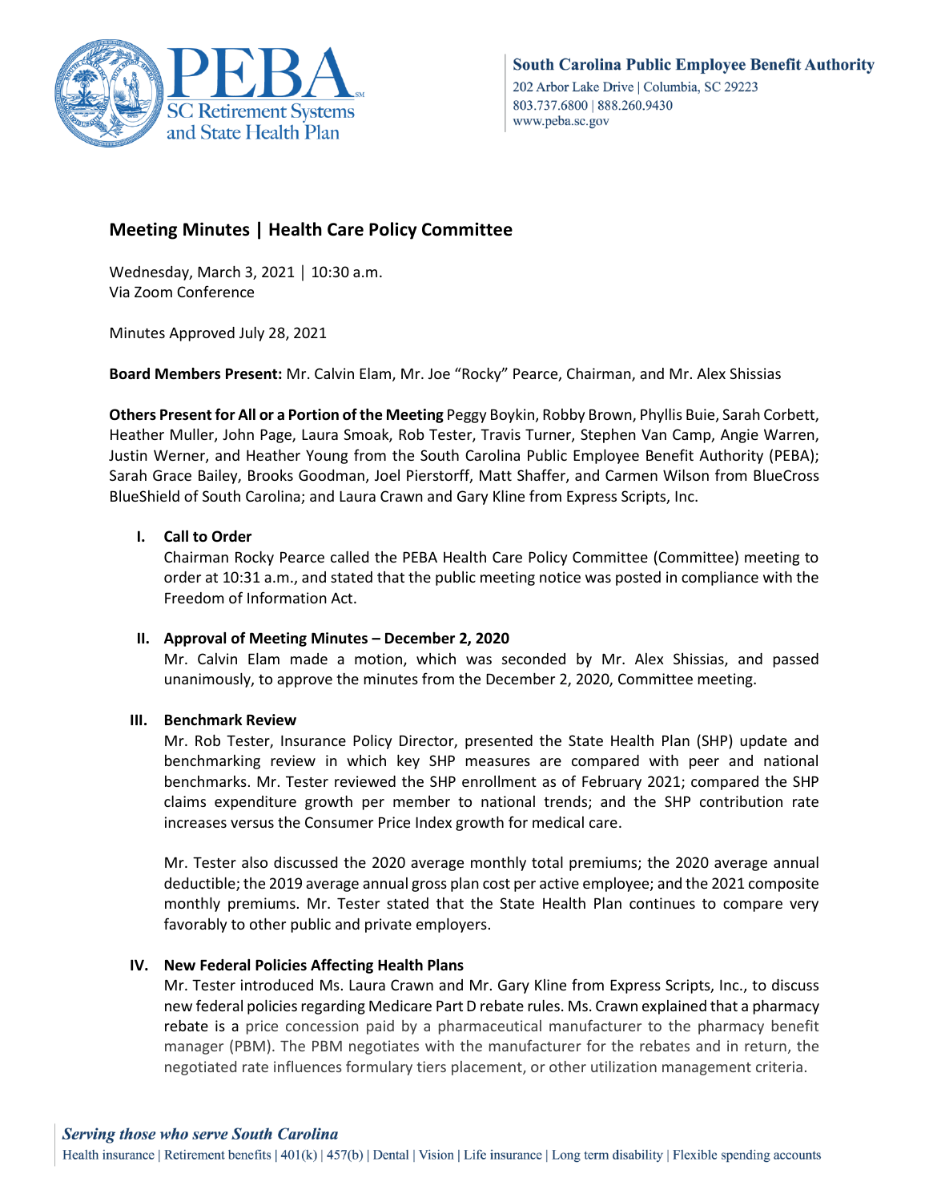South Carolina Public Employee Benefit Authority
202 Arbor Lake Drive | Columbia, SC 29223
803.737.6800 | 888.260.9430
www.peba.sc.gov

# Meeting Minutes | Health Care Policy Committee

Wednesday, March 3, 2021 | 10:30 a.m.
Via Zoom Conference

Minutes Approved July 28, 2021

**Board Members Present:** Mr. Calvin Elam, Mr. Joe "Rocky" Pearce, Chairman, and Mr. Alex Shissias

**Others Present for All or a Portion of the Meeting** Peggy Boykin, Robby Brown, Phyllis Buie, Sarah Corbett, Heather Muller, John Page, Laura Smoak, Rob Tester, Travis Turner, Stephen Van Camp, Angie Warren, Justin Werner, and Heather Young from the South Carolina Public Employee Benefit Authority (PEBA); Sarah Grace Bailey, Brooks Goodman, Joel Pierstorff, Matt Shaffer, and Carmen Wilson from BlueCross BlueShield of South Carolina; and Laura Crawn and Gary Kline from Express Scripts, Inc.

## I. Call to Order

Chairman Rocky Pearce called the PEBA Health Care Policy Committee (Committee) meeting to order at 10:31 a.m., and stated that the public meeting notice was posted in compliance with the Freedom of Information Act.

## II. Approval of Meeting Minutes – December 2, 2020

Mr. Calvin Elam made a motion, which was seconded by Mr. Alex Shissias, and passed unanimously, to approve the minutes from the December 2, 2020, Committee meeting.

## III. Benchmark Review

Mr. Rob Tester, Insurance Policy Director, presented the State Health Plan (SHP) update and benchmarking review in which key SHP measures are compared with peer and national benchmarks. Mr. Tester reviewed the SHP enrollment as of February 2021; compared the SHP claims expenditure growth per member to national trends; and the SHP contribution rate increases versus the Consumer Price Index growth for medical care.

Mr. Tester also discussed the 2020 average monthly total premiums; the 2020 average annual deductible; the 2019 average annual gross plan cost per active employee; and the 2021 composite monthly premiums. Mr. Tester stated that the State Health Plan continues to compare very favorably to other public and private employers.

## IV. New Federal Policies Affecting Health Plans

Mr. Tester introduced Ms. Laura Crawn and Mr. Gary Kline from Express Scripts, Inc., to discuss new federal policies regarding Medicare Part D rebate rules. Ms. Crawn explained that a pharmacy rebate is a price concession paid by a pharmaceutical manufacturer to the pharmacy benefit manager (PBM). The PBM negotiates with the manufacturer for the rebates and in return, the negotiated rate influences formulary tiers placement, or other utilization management criteria.

*Serving those who serve South Carolina*
Health insurance | Retirement benefits | 401(k) | 457(b) | Dental | Vision | Life insurance | Long term disability | Flexible spending accounts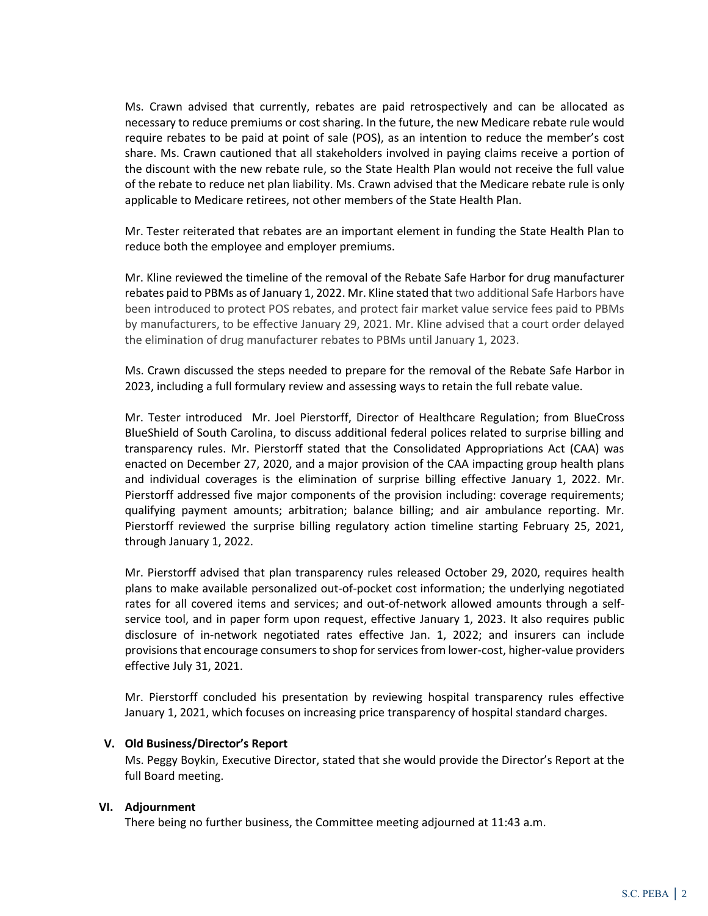Ms. Crawn advised that currently, rebates are paid retrospectively and can be allocated as necessary to reduce premiums or cost sharing. In the future, the new Medicare rebate rule would require rebates to be paid at point of sale (POS), as an intention to reduce the member's cost share. Ms. Crawn cautioned that all stakeholders involved in paying claims receive a portion of the discount with the new rebate rule, so the State Health Plan would not receive the full value of the rebate to reduce net plan liability. Ms. Crawn advised that the Medicare rebate rule is only applicable to Medicare retirees, not other members of the State Health Plan.

Mr. Tester reiterated that rebates are an important element in funding the State Health Plan to reduce both the employee and employer premiums.

Mr. Kline reviewed the timeline of the removal of the Rebate Safe Harbor for drug manufacturer rebates paid to PBMs as of January 1, 2022. Mr. Kline stated that two additional Safe Harbors have been introduced to protect POS rebates, and protect fair market value service fees paid to PBMs by manufacturers, to be effective January 29, 2021. Mr. Kline advised that a court order delayed the elimination of drug manufacturer rebates to PBMs until January 1, 2023.

Ms. Crawn discussed the steps needed to prepare for the removal of the Rebate Safe Harbor in 2023, including a full formulary review and assessing ways to retain the full rebate value.

Mr. Tester introduced Mr. Joel Pierstorff, Director of Healthcare Regulation; from BlueCross BlueShield of South Carolina, to discuss additional federal polices related to surprise billing and transparency rules. Mr. Pierstorff stated that the Consolidated Appropriations Act (CAA) was enacted on December 27, 2020, and a major provision of the CAA impacting group health plans and individual coverages is the elimination of surprise billing effective January 1, 2022. Mr. Pierstorff addressed five major components of the provision including: coverage requirements; qualifying payment amounts; arbitration; balance billing; and air ambulance reporting. Mr. Pierstorff reviewed the surprise billing regulatory action timeline starting February 25, 2021, through January 1, 2022.

Mr. Pierstorff advised that plan transparency rules released October 29, 2020, requires health plans to make available personalized out-of-pocket cost information; the underlying negotiated rates for all covered items and services; and out-of-network allowed amounts through a self-service tool, and in paper form upon request, effective January 1, 2023. It also requires public disclosure of in-network negotiated rates effective Jan. 1, 2022; and insurers can include provisions that encourage consumers to shop for services from lower-cost, higher-value providers effective July 31, 2021.

Mr. Pierstorff concluded his presentation by reviewing hospital transparency rules effective January 1, 2021, which focuses on increasing price transparency of hospital standard charges.

## V. Old Business/Director's Report

Ms. Peggy Boykin, Executive Director, stated that she would provide the Director's Report at the full Board meeting.

## VI. Adjournment

There being no further business, the Committee meeting adjourned at 11:43 a.m.